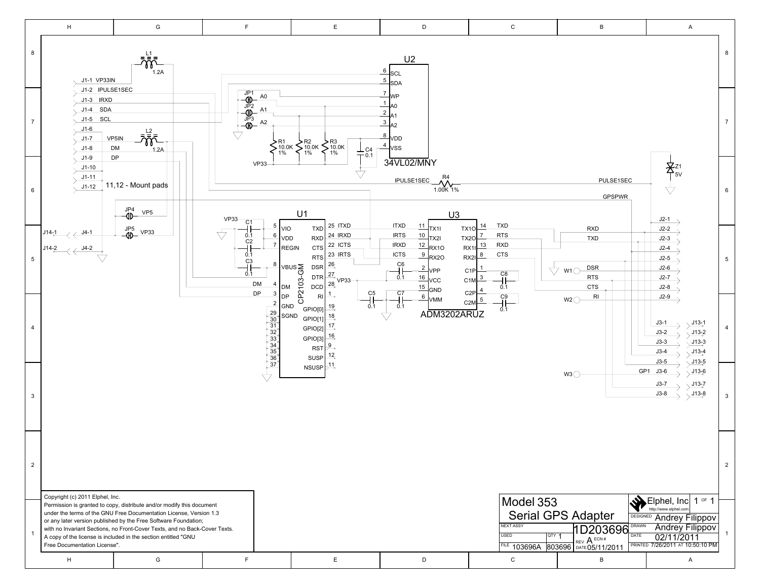# Model 353 Serial GPS Adapter

| | |
|---|---|
| Model | 353 Serial GPS Adapter |
| Drawing No. | 1D203696 |
| REV | A |
| FILE | 103696A |
| | 803696 |
| QTY | 1 |
| DATE | 05/11/2011 |
| Company | Elphel, Inc (http://www.elphel.com) |
| Sheet | 1 OF 1 |
| DESIGNED | Andrey Filippov |
| DRAWN | Andrey Filippov |
| DATE | 02/11/2011 |
| PRINTED | 7/26/2011 AT 10:50:10 PM |

## Components

- U1: CP2103-GM
- U2: 34VL02/MNY
- U3: ADM3202ARUZ
- L1: 1.2A
- L2: 1.2A
- R1: 10.0K 1%
- R2: 10.0K 1%
- R3: 10.0K 1%
- R4: 1.00K 1%
- C1–C9: 0.1
- Z1: 5V
- JP1 (A0), JP2 (A1), JP3 (A2), JP4 (VP5), JP5 (VP33)
- W1, W2, W3

## Connector J1

- J1-1 VP33IN
- J1-2 IPULSE1SEC
- J1-3 IRXD
- J1-4 SDA
- J1-5 SCL
- J1-6
- J1-7 VP5IN
- J1-8 DM
- J1-9 DP
- J1-10
- J1-11
- J1-12

11,12 - Mount pads

## Connector J2

- J2-1
- J2-2 RXD
- J2-3 TXD
- J2-4
- J2-5
- J2-6 DSR
- J2-7 RTS
- J2-8 CTS
- J2-9 RI

## Connectors J3 / J13

- J3-1 — J13-1
- J3-2 — J13-2
- J3-3 — J13-3
- J3-4 — J13-4
- J3-5 — J13-5
- J3-6 (GP1) — J13-6
- J3-7 — J13-7
- J3-8 — J13-8

## Connectors J4 / J14

- J14-1 — J4-1
- J14-2 — J4-2

## Nets

PULSE1SEC, GPSPWR, IPULSE1SEC, ITXD, IRTS, IRXD, ICTS, VP33, VP5, DM, DP

U1 pins: VIO (5), VDD (6), REGIN (7), VBUS (8), DM (4), DP (3), GND (2), SGND (29–37), TXD (25), RXD (24), CTS (22), RTS (23), DSR (26), DTR (27), DCD (28), RI (1), GPIO[0] (19), GPIO[1] (18), GPIO[2] (17), GPIO[3] (16), RST (9), SUSP (12), NSUSP (11)

U2 pins: SCL (6), SDA (5), WP (7), A0 (1), A1 (2), A2 (3), VDD (8), VSS (4)

U3 pins: TX1I (11), TX2I (10), RX1O (12), RX2O (9), VPP (2), VCC (16), GND (15), VMM (6), TX1O (14), TX2O (7), RX1I (13), RX2I (8), C1P (1), C1M (3), C2P (4), C2M (5)

Copyright (c) 2011 Elphel, Inc.
Permission is granted to copy, distribute and/or modify this document under the terms of the GNU Free Documentation License, Version 1.3 or any later version published by the Free Software Foundation; with no Invariant Sections, no Front-Cover Texts, and no Back-Cover Texts. A copy of the license is included in the section entitled "GNU Free Documentation License".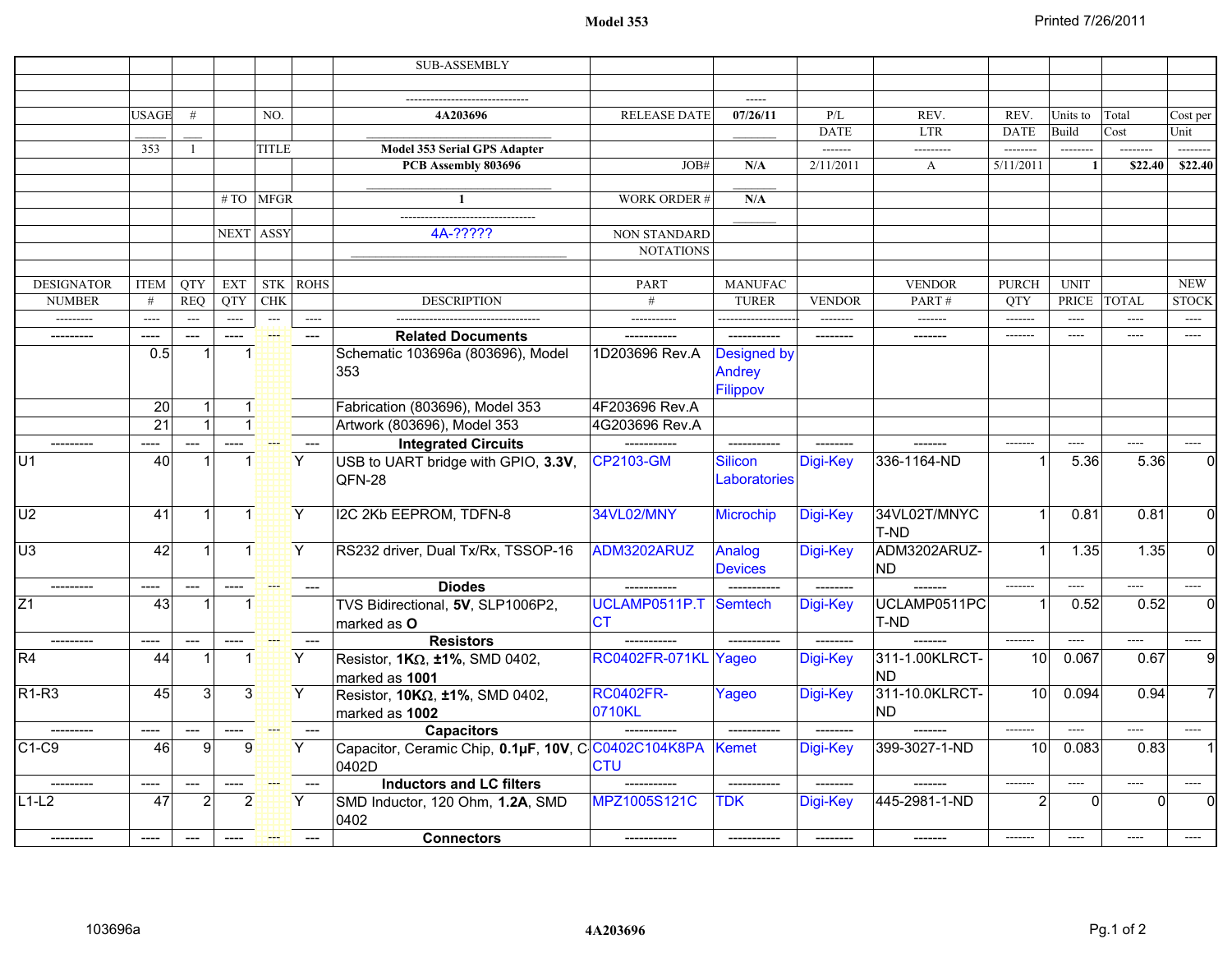**Model 353**

Printed 7/26/2011

| | | | | | | SUB-ASSEMBLY | | | | | | | | | |
|---|---|---|---|---|---|---|---|---|---|---|---|---|---|---|---|
| | | | | | | ------------------------------ | | ----- | | | | | | | |
| | USAGE | # | | NO. | | 4A203696 | RELEASE DATE | 07/26/11 | P/L | REV. | REV. | Units to | Total | Cost per | |
| | | | | | | | | | DATE | LTR | DATE | Build | Cost | Unit | |
| | 353 | 1 | | TITLE | | Model 353 Serial GPS Adapter | | | ------- | --------- | -------- | -------- | -------- | -------- | |
| | | | | | | PCB Assembly 803696 | JOB# | N/A | 2/11/2011 | A | 5/11/2011 | 1 | $22.40 | $22.40 | |
| | | | # TO | MFGR | | 1 | WORK ORDER # | N/A | | | | | | | |
| | | | NEXT | ASSY | | 4A-????? | NON STANDARD | | | | | | | | |
| | | | | | | | NOTATIONS | | | | | | | | |

| DESIGNATOR NUMBER | ITEM # | QTY REQ | EXT QTY | STK CHK | ROHS | DESCRIPTION | PART # | MANUFACTURER | VENDOR | VENDOR PART # | PURCH QTY | UNIT PRICE | TOTAL | NEW STOCK |
|---|---|---|---|---|---|---|---|---|---|---|---|---|---|---|
| --------- | ---- | --- | ---- | --- | ---- | ----------------------------------- | ----------- | -------------------- | -------- | ------- | ------- | ---- | ---- | ---- |
| --------- | ---- | --- | ---- | --- | --- | **Related Documents** | ----------- | ----------- | -------- | ------- | ------- | ---- | ---- | ---- |
| | 0.5 | 1 | 1 | | | Schematic 103696a (803696), Model 353 | 1D203696 Rev.A | Designed by Andrey Filippov | | | | | | |
| | 20 | 1 | 1 | | | Fabrication (803696), Model 353 | 4F203696 Rev.A | | | | | | | |
| | 21 | 1 | 1 | | | Artwork (803696), Model 353 | 4G203696 Rev.A | | | | | | | |
| --------- | ---- | --- | ---- | --- | --- | **Integrated Circuits** | ----------- | ----------- | -------- | ------- | ------- | ---- | ---- | ---- |
| U1 | 40 | 1 | 1 | | Y | USB to UART bridge with GPIO, **3.3V**, QFN-28 | CP2103-GM | Silicon Laboratories | Digi-Key | 336-1164-ND | 1 | 5.36 | 5.36 | 0 |
| U2 | 41 | 1 | 1 | | Y | I2C 2Kb EEPROM, TDFN-8 | 34VL02/MNY | Microchip | Digi-Key | 34VL02T/MNYCT-ND | 1 | 0.81 | 0.81 | 0 |
| U3 | 42 | 1 | 1 | | Y | RS232 driver, Dual Tx/Rx, TSSOP-16 | ADM3202ARUZ | Analog Devices | Digi-Key | ADM3202ARUZ-ND | 1 | 1.35 | 1.35 | 0 |
| --------- | ---- | --- | ---- | --- | --- | **Diodes** | ----------- | ----------- | -------- | ------- | ------- | ---- | ---- | ---- |
| Z1 | 43 | 1 | 1 | | | TVS Bidirectional, **5V**, SLP1006P2, marked as **O** | UCLAMP0511P.TCT | Semtech | Digi-Key | UCLAMP0511PCT-ND | 1 | 0.52 | 0.52 | 0 |
| --------- | ---- | --- | ---- | --- | --- | **Resistors** | ----------- | ----------- | -------- | ------- | ------- | ---- | ---- | ---- |
| R4 | 44 | 1 | 1 | | Y | Resistor, **1KΩ**, **±1%**, SMD 0402, marked as **1001** | RC0402FR-071KL | Yageo | Digi-Key | 311-1.00KLRCT-ND | 10 | 0.067 | 0.67 | 9 |
| R1-R3 | 45 | 3 | 3 | | Y | Resistor, **10KΩ**, **±1%**, SMD 0402, marked as **1002** | RC0402FR-0710KL | Yageo | Digi-Key | 311-10.0KLRCT-ND | 10 | 0.094 | 0.94 | 7 |
| --------- | ---- | --- | ---- | --- | --- | **Capacitors** | ----------- | ----------- | -------- | ------- | ------- | ---- | ---- | ---- |
| C1-C9 | 46 | 9 | 9 | | Y | Capacitor, Ceramic Chip, **0.1µF**, **10V**, C0402D | C0402C104K8PACTU | Kemet | Digi-Key | 399-3027-1-ND | 10 | 0.083 | 0.83 | 1 |
| --------- | ---- | --- | ---- | --- | --- | **Inductors and LC filters** | ----------- | ----------- | -------- | ------- | ------- | ---- | ---- | ---- |
| L1-L2 | 47 | 2 | 2 | | Y | SMD Inductor, 120 Ohm, **1.2A**, SMD 0402 | MPZ1005S121C | TDK | Digi-Key | 445-2981-1-ND | 2 | 0 | 0 | 0 |
| --------- | ---- | --- | ---- | --- | --- | **Connectors** | ----------- | ----------- | -------- | ------- | ------- | ---- | ---- | ---- |

103696a

**4A203696**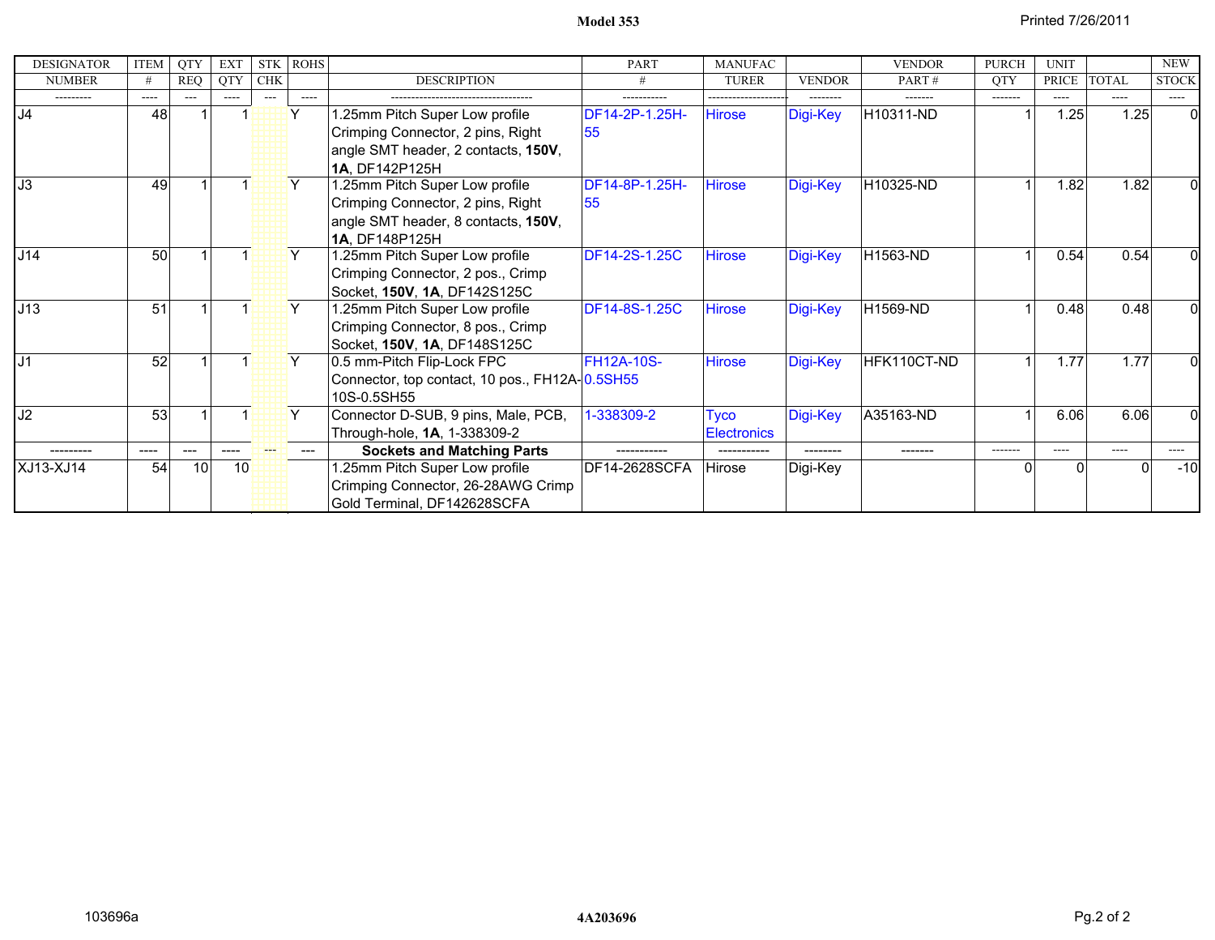| DESIGNATOR NUMBER | ITEM # | QTY REQ | EXT QTY | STK CHK | ROHS | DESCRIPTION | PART # | MANUFACTURER | VENDOR | VENDOR PART # | PURCH QTY | UNIT PRICE | TOTAL | NEW STOCK |
|---|---|---|---|---|---|---|---|---|---|---|---|---|---|---|
| --------- | ---- | --- | ---- | --- | ---- | ---------------------------------- | ----------- | ------------------ | -------- | ------- | ------- | ---- | ---- | ---- |
| J4 | 48 | 1 | 1 | | Y | 1.25mm Pitch Super Low profile Crimping Connector, 2 pins, Right angle SMT header, 2 contacts, **150V**, **1A**, DF142P125H | DF14-2P-1.25H-55 | Hirose | Digi-Key | H10311-ND | 1 | 1.25 | 1.25 | 0 |
| J3 | 49 | 1 | 1 | | Y | 1.25mm Pitch Super Low profile Crimping Connector, 2 pins, Right angle SMT header, 8 contacts, **150V**, **1A**, DF148P125H | DF14-8P-1.25H-55 | Hirose | Digi-Key | H10325-ND | 1 | 1.82 | 1.82 | 0 |
| J14 | 50 | 1 | 1 | | Y | 1.25mm Pitch Super Low profile Crimping Connector, 2 pos., Crimp Socket, **150V**, **1A**, DF142S125C | DF14-2S-1.25C | Hirose | Digi-Key | H1563-ND | 1 | 0.54 | 0.54 | 0 |
| J13 | 51 | 1 | 1 | | Y | 1.25mm Pitch Super Low profile Crimping Connector, 8 pos., Crimp Socket, **150V**, **1A**, DF148S125C | DF14-8S-1.25C | Hirose | Digi-Key | H1569-ND | 1 | 0.48 | 0.48 | 0 |
| J1 | 52 | 1 | 1 | | Y | 0.5 mm-Pitch Flip-Lock FPC Connector, top contact, 10 pos., FH12A-10S-0.5SH55 | FH12A-10S-0.5SH55 | Hirose | Digi-Key | HFK110CT-ND | 1 | 1.77 | 1.77 | 0 |
| J2 | 53 | 1 | 1 | | Y | Connector D-SUB, 9 pins, Male, PCB, Through-hole, **1A**, 1-338309-2 | 1-338309-2 | Tyco Electronics | Digi-Key | A35163-ND | 1 | 6.06 | 6.06 | 0 |
| --------- | ---- | --- | ---- | --- | --- | **Sockets and Matching Parts** | ----------- | ----------- | -------- | ------- | ------- | ---- | ---- | ---- |
| XJ13-XJ14 | 54 | 10 | 10 | | | 1.25mm Pitch Super Low profile Crimping Connector, 26-28AWG Crimp Gold Terminal, DF142628SCFA | DF14-2628SCFA | Hirose | Digi-Key | | 0 | 0 | 0 | -10 |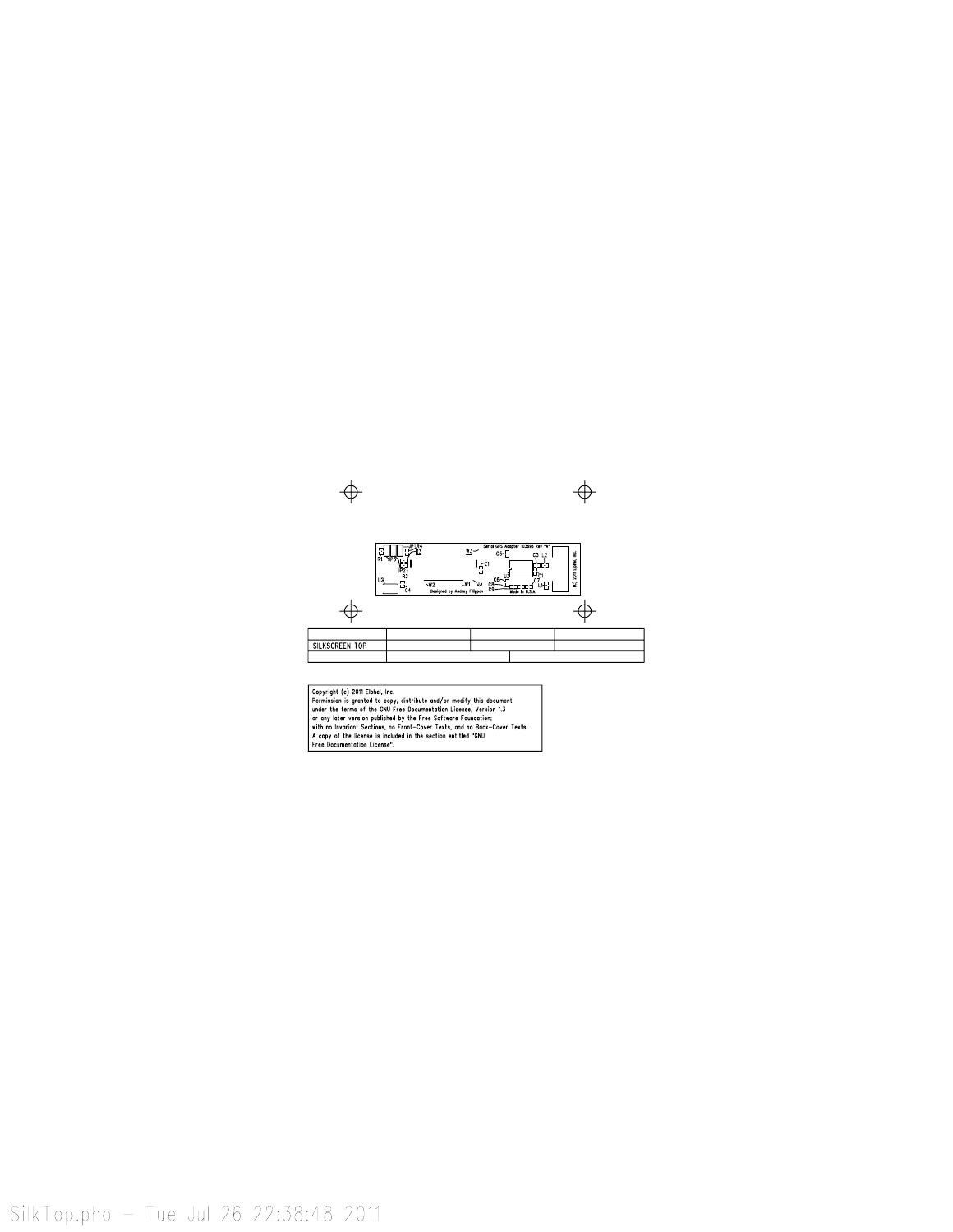Serial GPS Adapter 103696 Rev "A"

(C) 2011 Elphel, Inc.

Designed by Andrey Filippov

Made in U.S.A.

R1 JP3 JP1 R4 R3 R2 JP2 U3 C4 W2 W1 J3 W3 Z1 C5 C3 L2 U1 C1 C7 L1 C6 C8 C9

| | | | |
|---|---|---|---|
| SILKSCREEN TOP | | | |
| | | | |

Copyright (c) 2011 Elphel, Inc.
Permission is granted to copy, distribute and/or modify this document
under the terms of the GNU Free Documentation License, Version 1.3
or any later version published by the Free Software Foundation;
with no Invariant Sections, no Front-Cover Texts, and no Back-Cover Texts.
A copy of the license is included in the section entitled "GNU
Free Documentation License".

SilkTop.pho - Tue Jul 26 22:38:48 2011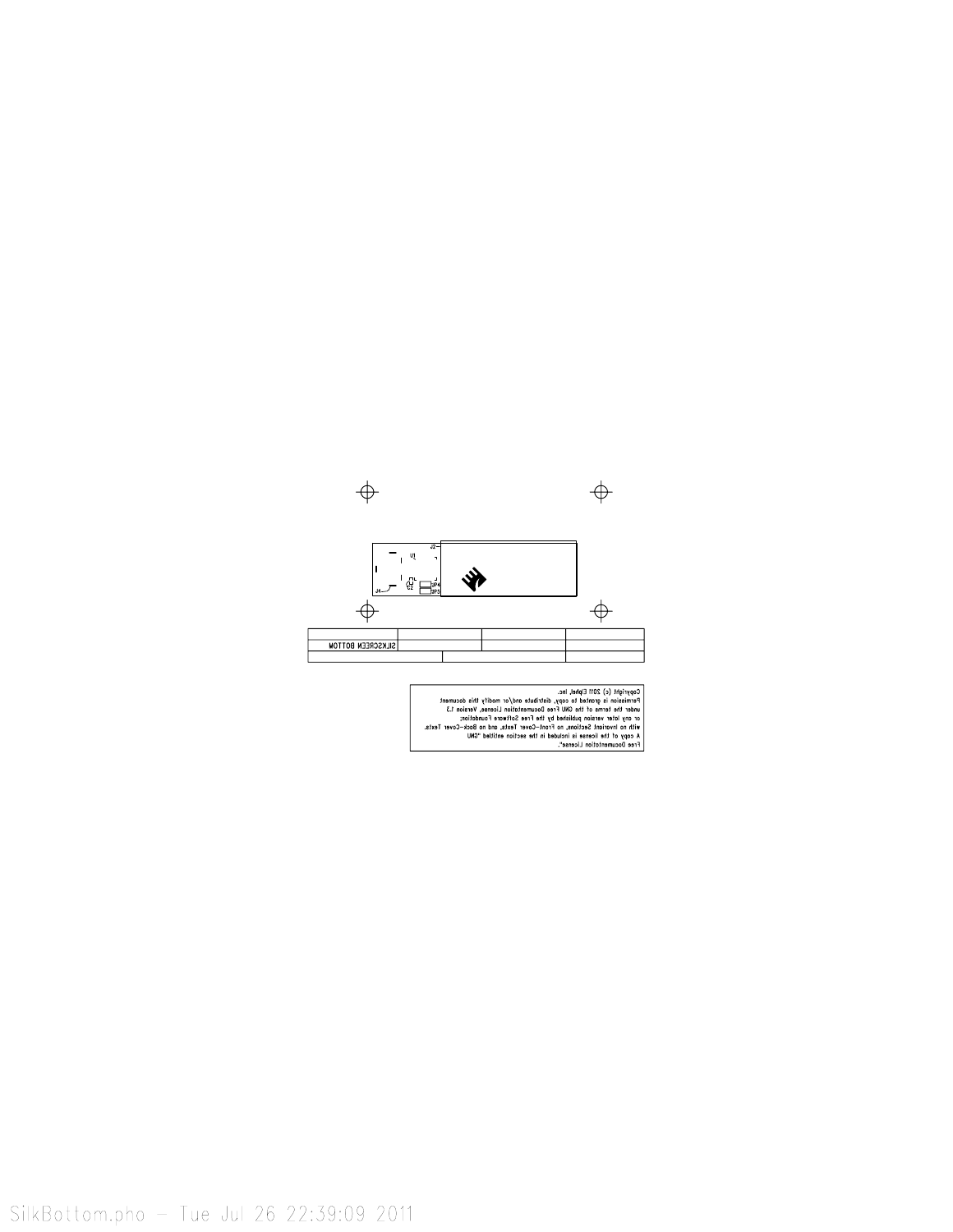| | | | |
|---|---|---|---|
| SILKSCREEN BOTTOM | | | |
| | | | |

Copyright (c) 2011 Elphel, Inc.
Permission is granted to copy, distribute and/or modify this document
under the terms of the GNU Free Documentation License, Version 1.3
or any later version published by the Free Software Foundation;
with no Invariant Sections, no Front-Cover Texts, and no Back-Cover Texts.
A copy of the license is included in the section entitled "GNU
Free Documentation License".

SilkBottom.pho - Tue Jul 26 22:39:09 2011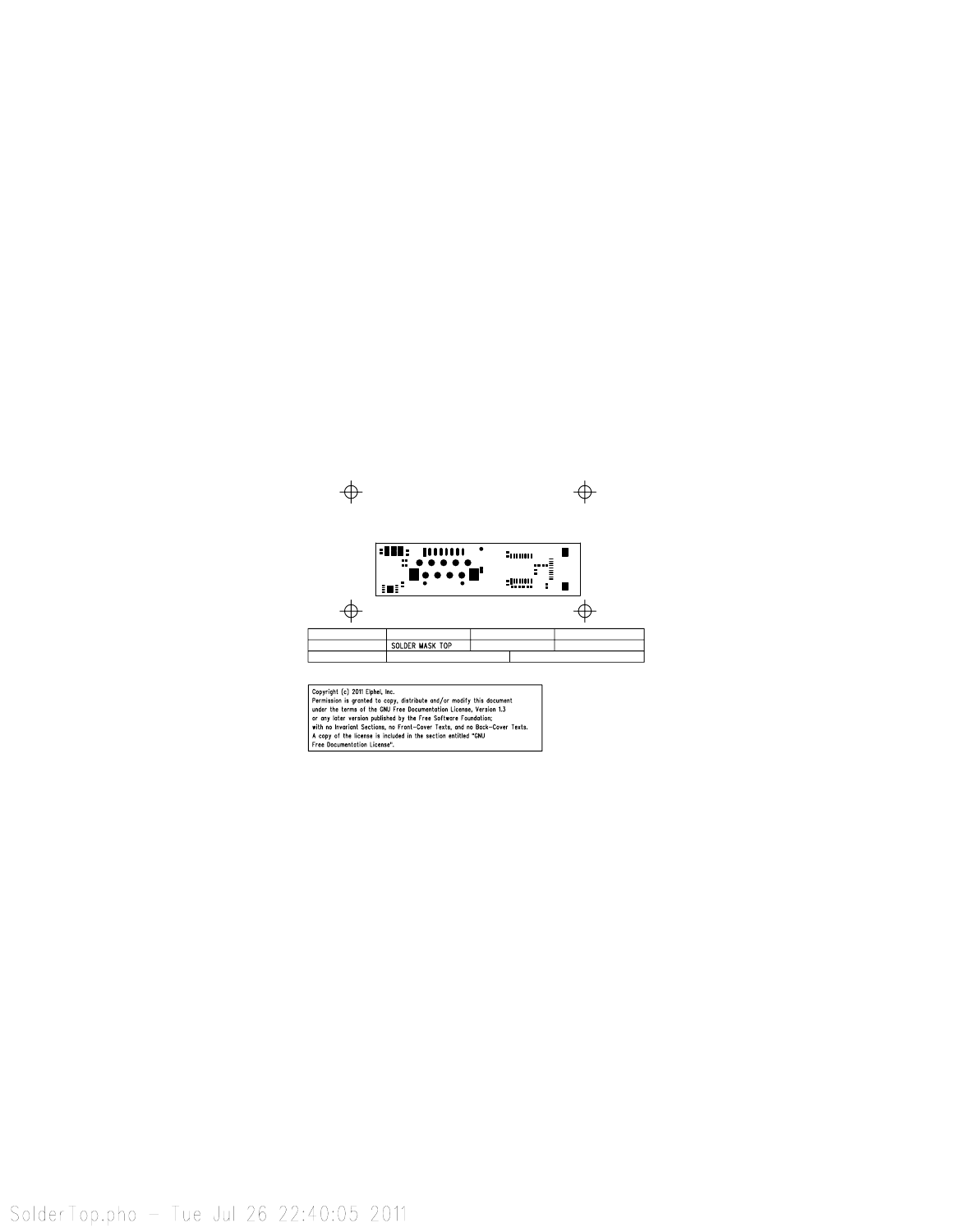| | SOLDER MASK TOP | | |
|---|---|---|---|
| | | | |

Copyright (c) 2011 Elphel, Inc.
Permission is granted to copy, distribute and/or modify this document
under the terms of the GNU Free Documentation License, Version 1.3
or any later version published by the Free Software Foundation;
with no Invariant Sections, no Front-Cover Texts, and no Back-Cover Texts.
A copy of the license is included in the section entitled "GNU
Free Documentation License".

SolderTop.pho - Tue Jul 26 22:40:05 2011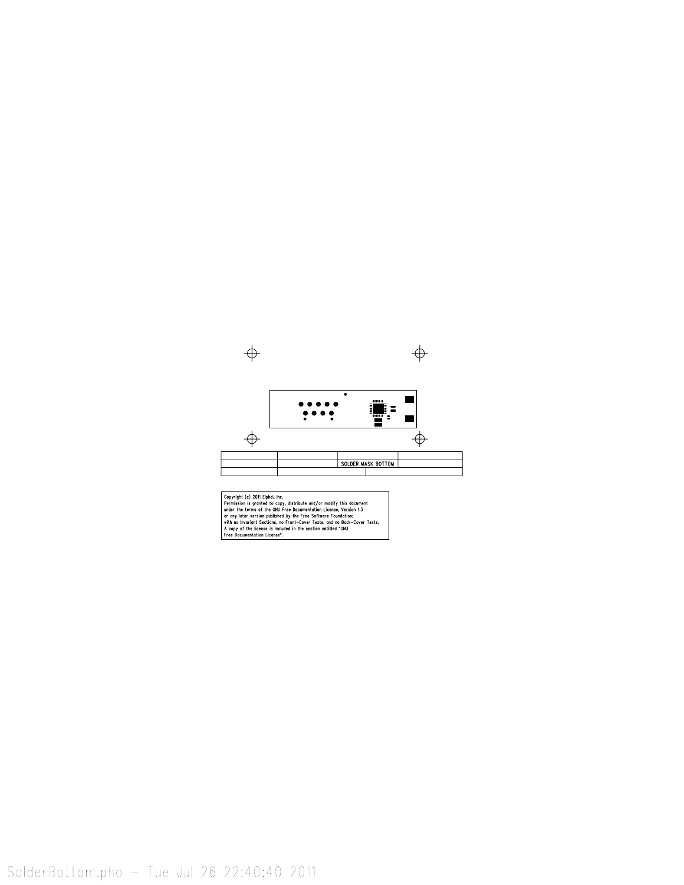| | | | |
|---|---|---|---|
| | | SOLDER MASK BOTTOM | |
| | | | |

Copyright (c) 2011 Elphel, Inc.
Permission is granted to copy, distribute and/or modify this document
under the terms of the GNU Free Documentation License, Version 1.3
or any later version published by the Free Software Foundation;
with no Invariant Sections, no Front-Cover Texts, and no Back-Cover Texts.
A copy of the license is included in the section entitled "GNU
Free Documentation License".

SolderBottom.pho - Tue Jul 26 22:40:40 2011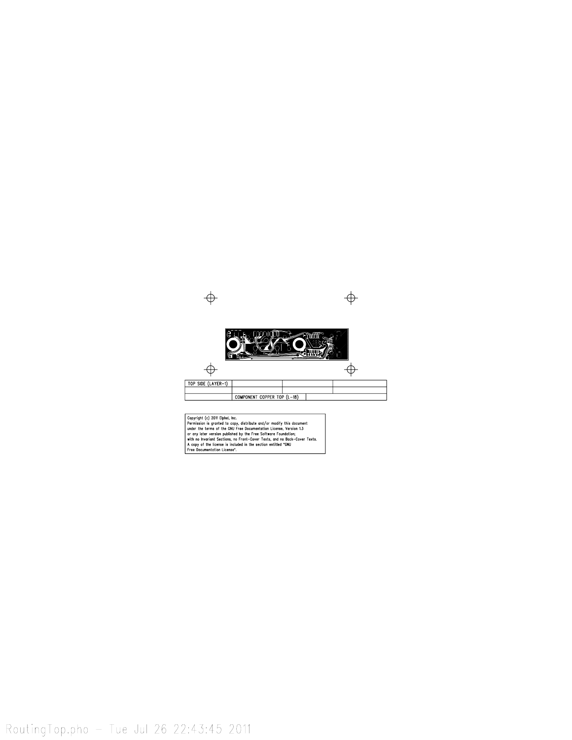| TOP SIDE (LAYER-1) | | | |
|---|---|---|---|
| | | | |
| | COMPONENT COPPER TOP (L-18) | | |

Copyright (c) 2011 Elphel, Inc.
Permission is granted to copy, distribute and/or modify this document
under the terms of the GNU Free Documentation License, Version 1.3
or any later version published by the Free Software Foundation;
with no Invariant Sections, no Front-Cover Texts, and no Back-Cover Texts.
A copy of the license is included in the section entitled "GNU
Free Documentation License".

RoutingTop.pho - Tue Jul 26 22:43:45 2011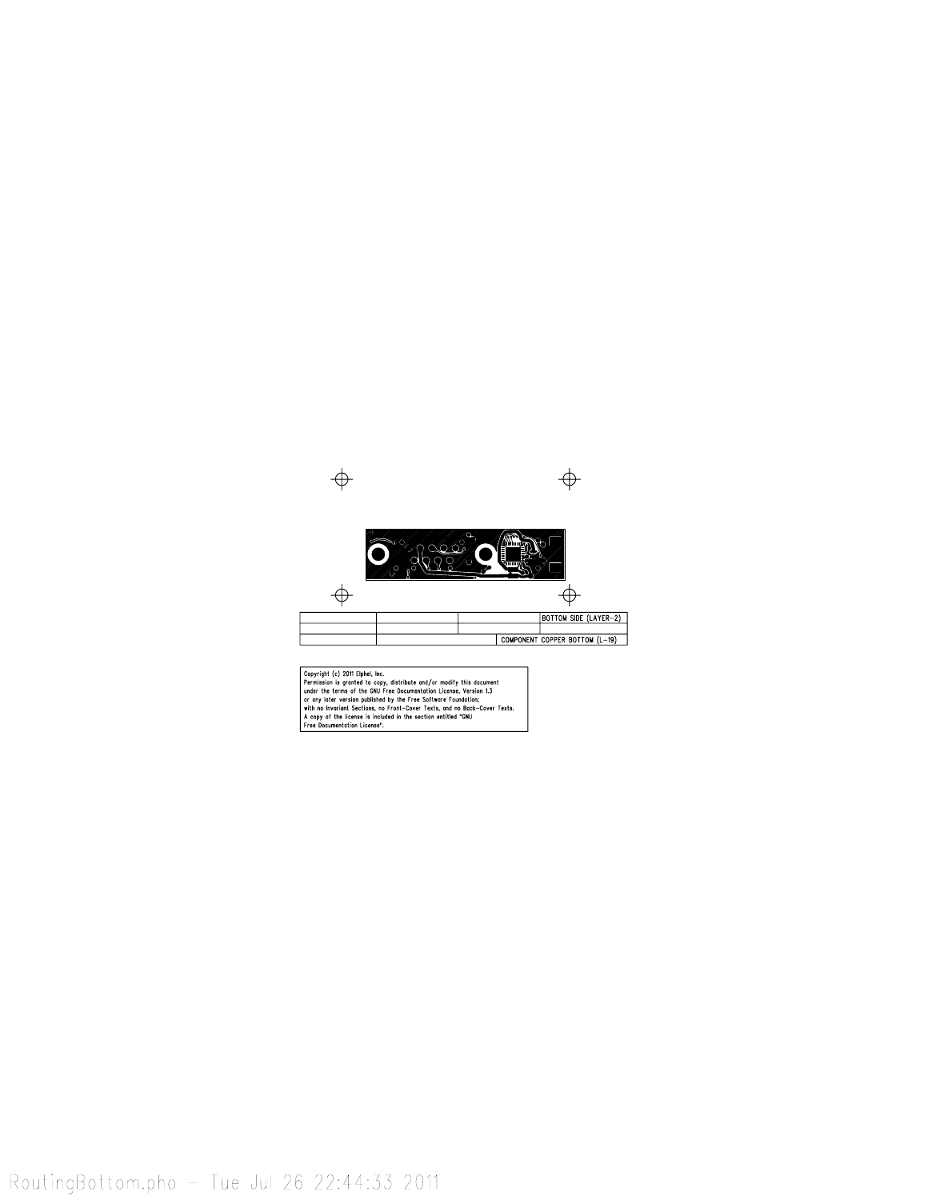| | | | BOTTOM SIDE (LAYER-2) |
|---|---|---|---|
| | | | |
| | | COMPONENT COPPER BOTTOM (L-19) | |

Copyright (c) 2011 Elphel, Inc.
Permission is granted to copy, distribute and/or modify this document
under the terms of the GNU Free Documentation License, Version 1.3
or any later version published by the Free Software Foundation;
with no Invariant Sections, no Front-Cover Texts, and no Back-Cover Texts.
A copy of the license is included in the section entitled "GNU
Free Documentation License".

RoutingBottom.pho - Tue Jul 26 22:44:33 2011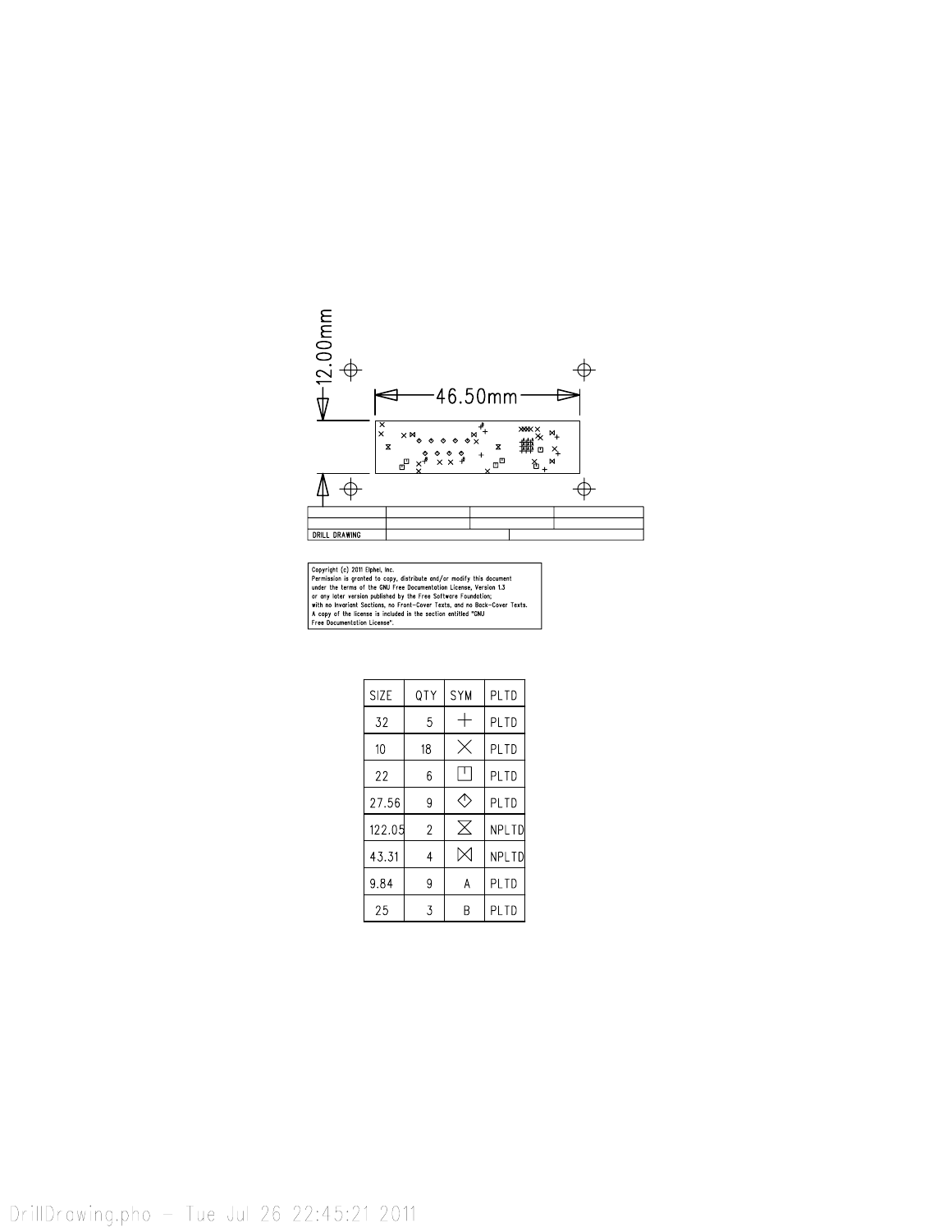12.00mm

46.50mm

DRILL DRAWING

Copyright (c) 2011 Elphel, Inc.
Permission is granted to copy, distribute and/or modify this document
under the terms of the GNU Free Documentation License, Version 1.3
or any later version published by the Free Software Foundation;
with no Invariant Sections, no Front-Cover Texts, and no Back-Cover Texts.
A copy of the license is included in the section entitled "GNU
Free Documentation License".

| SIZE | QTY | SYM | PLTD |
|---|---|---|---|
| 32 | 5 | + | PLTD |
| 10 | 18 | × | PLTD |
| 22 | 6 | ◫ | PLTD |
| 27.56 | 9 | ◇ | PLTD |
| 122.05 | 2 | ⧖ | NPLTD |
| 43.31 | 4 | ⋈ | NPLTD |
| 9.84 | 9 | A | PLTD |
| 25 | 3 | B | PLTD |

DrillDrawing.pho – Tue Jul 26 22:45:21 2011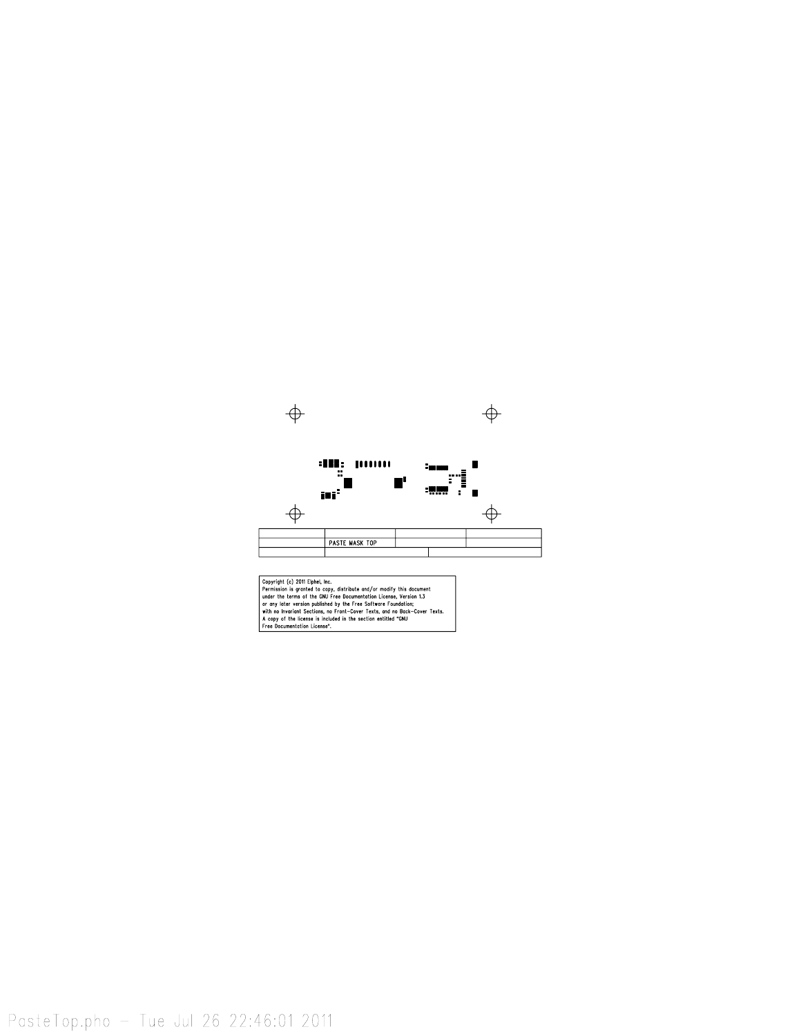| | PASTE MASK TOP | | |
|---|---|---|---|
| | | | |

Copyright (c) 2011 Elphel, Inc.
Permission is granted to copy, distribute and/or modify this document
under the terms of the GNU Free Documentation License, Version 1.3
or any later version published by the Free Software Foundation;
with no Invariant Sections, no Front-Cover Texts, and no Back-Cover Texts.
A copy of the license is included in the section entitled "GNU
Free Documentation License".

PasteTop.pho - Tue Jul 26 22:46:01 2011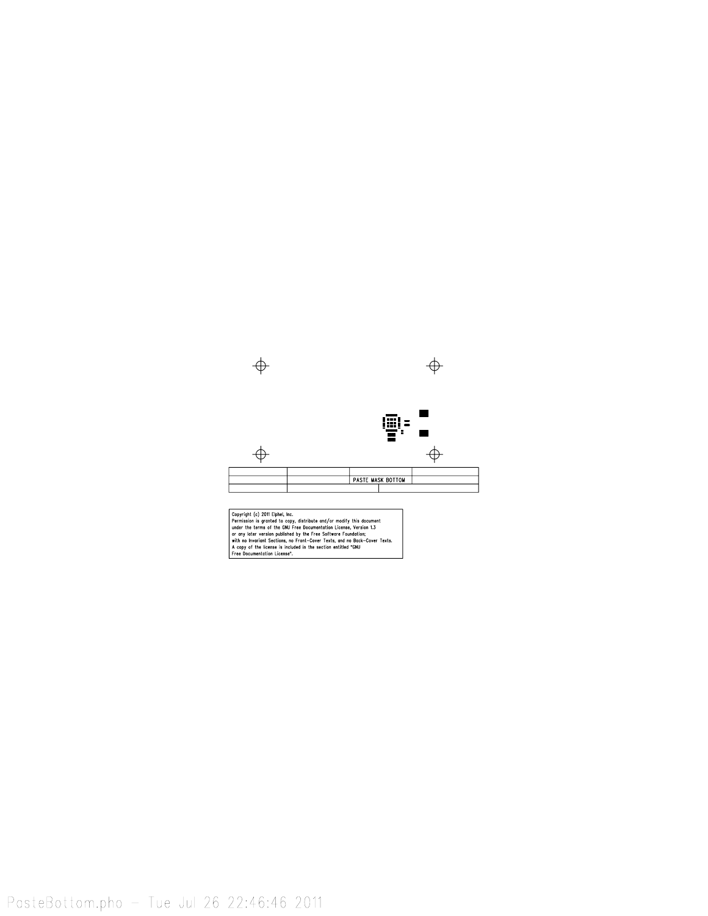| | | | |
|---|---|---|---|
| | | | |
| | | PASTE MASK BOTTOM | |
| | | | |

Copyright (c) 2011 Elphel, Inc.
Permission is granted to copy, distribute and/or modify this document
under the terms of the GNU Free Documentation License, Version 1.3
or any later version published by the Free Software Foundation;
with no Invariant Sections, no Front-Cover Texts, and no Back-Cover Texts.
A copy of the license is included in the section entitled "GNU
Free Documentation License".

PasteBottom.pho - Tue Jul 26 22:46:46 2011